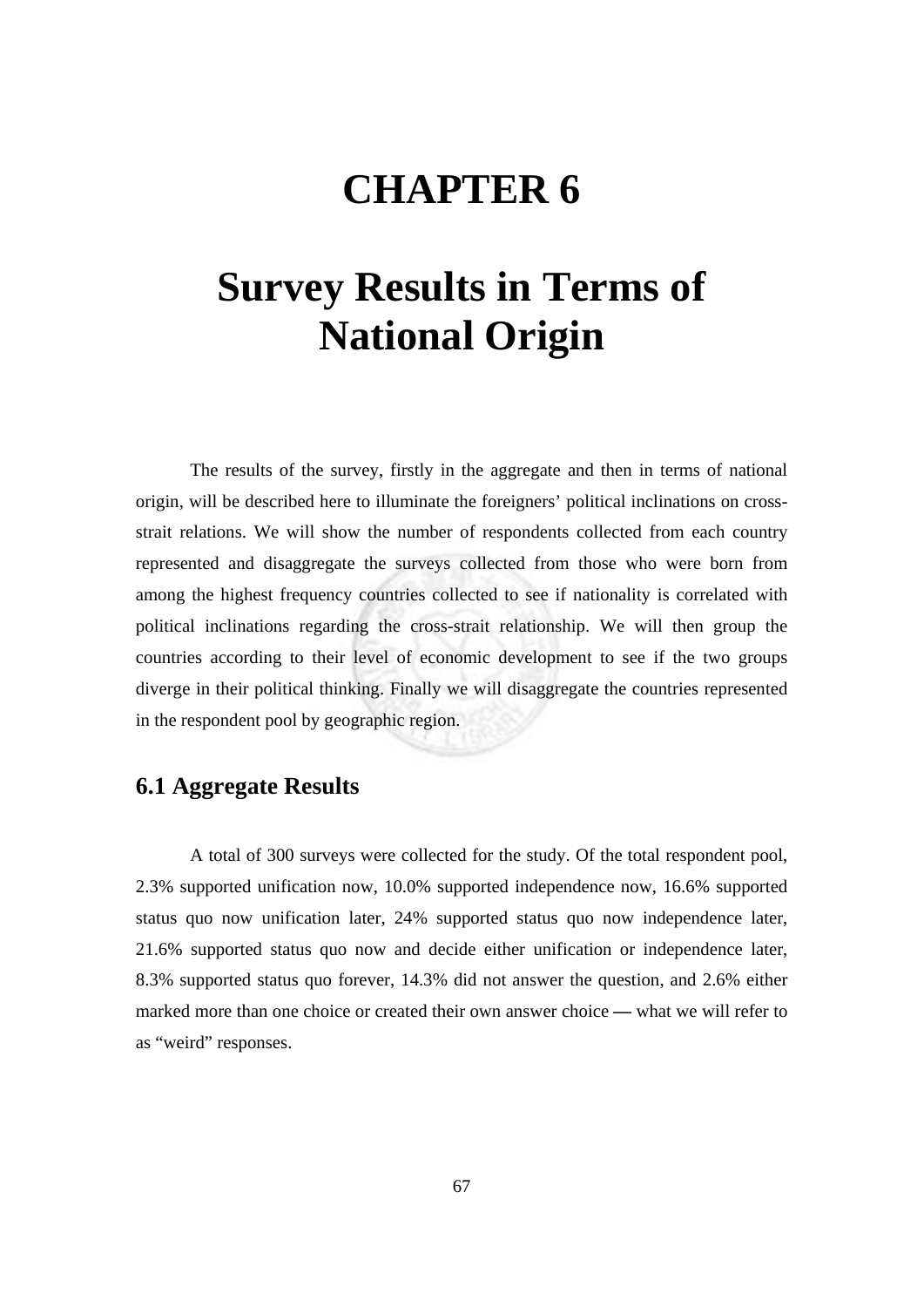# CHAPTER 6

# Survey Results in Terms of National Origin

The results of the survey, firstly in the aggregate and then in terms of national origin, will be described here to illuminate the foreigners' political inclinations on cross-strait relations. We will show the number of respondents collected from each country represented and disaggregate the surveys collected from those who were born from among the highest frequency countries collected to see if nationality is correlated with political inclinations regarding the cross-strait relationship. We will then group the countries according to their level of economic development to see if the two groups diverge in their political thinking. Finally we will disaggregate the countries represented in the respondent pool by geographic region.

## 6.1 Aggregate Results

A total of 300 surveys were collected for the study. Of the total respondent pool, 2.3% supported unification now, 10.0% supported independence now, 16.6% supported status quo now unification later, 24% supported status quo now independence later, 21.6% supported status quo now and decide either unification or independence later, 8.3% supported status quo forever, 14.3% did not answer the question, and 2.6% either marked more than one choice or created their own answer choice — what we will refer to as "weird" responses.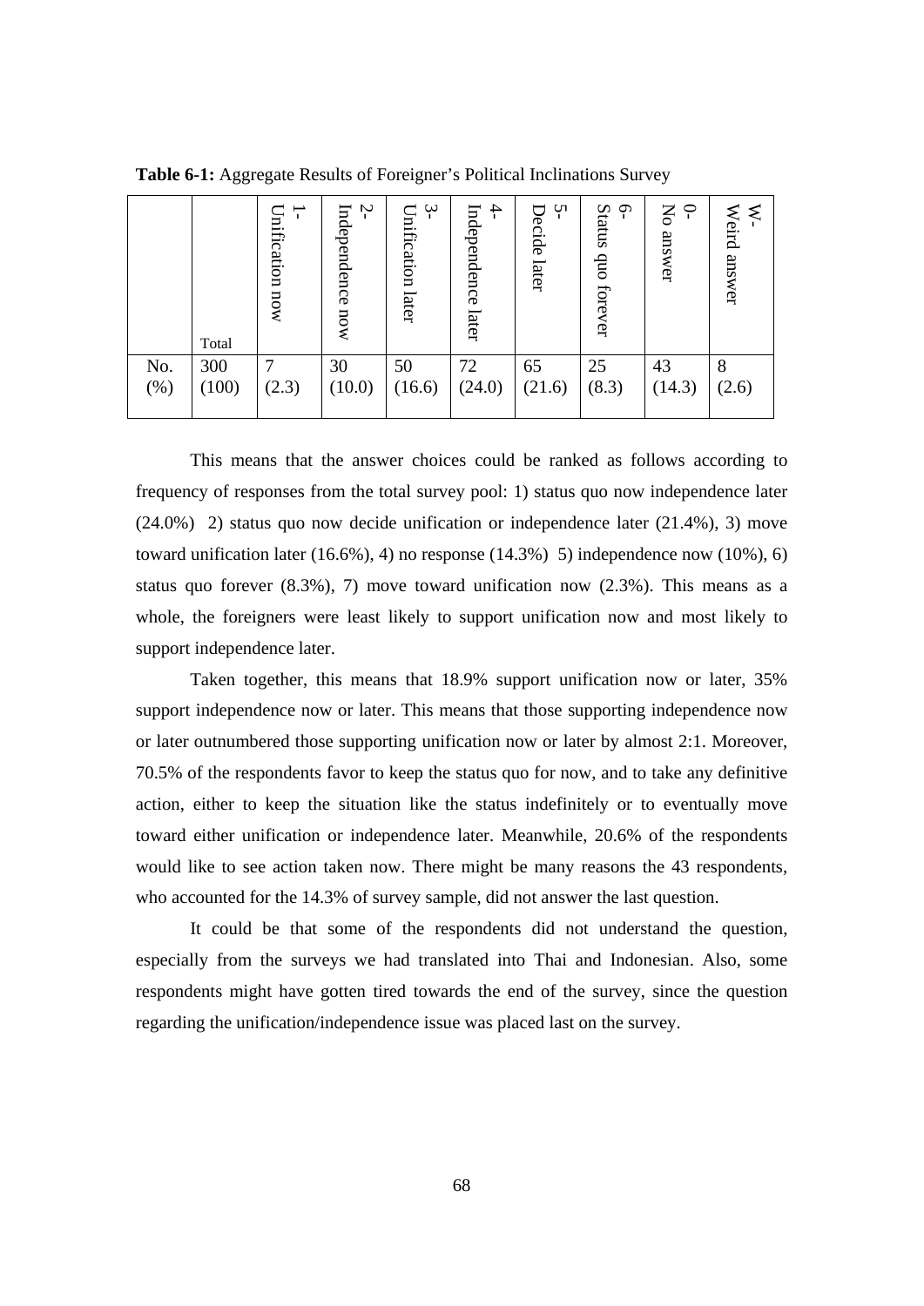**Table 6-1:** Aggregate Results of Foreigner's Political Inclinations Survey

| | Total | 1- Unification now | 2- Independence now | 3- Unification later | 4- Independence later | 5- Decide later | 6- Status quo forever | 0- No answer | W- Weird answer |
|---|---|---|---|---|---|---|---|---|---|
| No. (%) | 300 (100) | 7 (2.3) | 30 (10.0) | 50 (16.6) | 72 (24.0) | 65 (21.6) | 25 (8.3) | 43 (14.3) | 8 (2.6) |

This means that the answer choices could be ranked as follows according to frequency of responses from the total survey pool: 1) status quo now independence later (24.0%) 2) status quo now decide unification or independence later (21.4%), 3) move toward unification later (16.6%), 4) no response (14.3%) 5) independence now (10%), 6) status quo forever (8.3%), 7) move toward unification now (2.3%). This means as a whole, the foreigners were least likely to support unification now and most likely to support independence later.

Taken together, this means that 18.9% support unification now or later, 35% support independence now or later. This means that those supporting independence now or later outnumbered those supporting unification now or later by almost 2:1. Moreover, 70.5% of the respondents favor to keep the status quo for now, and to take any definitive action, either to keep the situation like the status indefinitely or to eventually move toward either unification or independence later. Meanwhile, 20.6% of the respondents would like to see action taken now. There might be many reasons the 43 respondents, who accounted for the 14.3% of survey sample, did not answer the last question.

It could be that some of the respondents did not understand the question, especially from the surveys we had translated into Thai and Indonesian. Also, some respondents might have gotten tired towards the end of the survey, since the question regarding the unification/independence issue was placed last on the survey.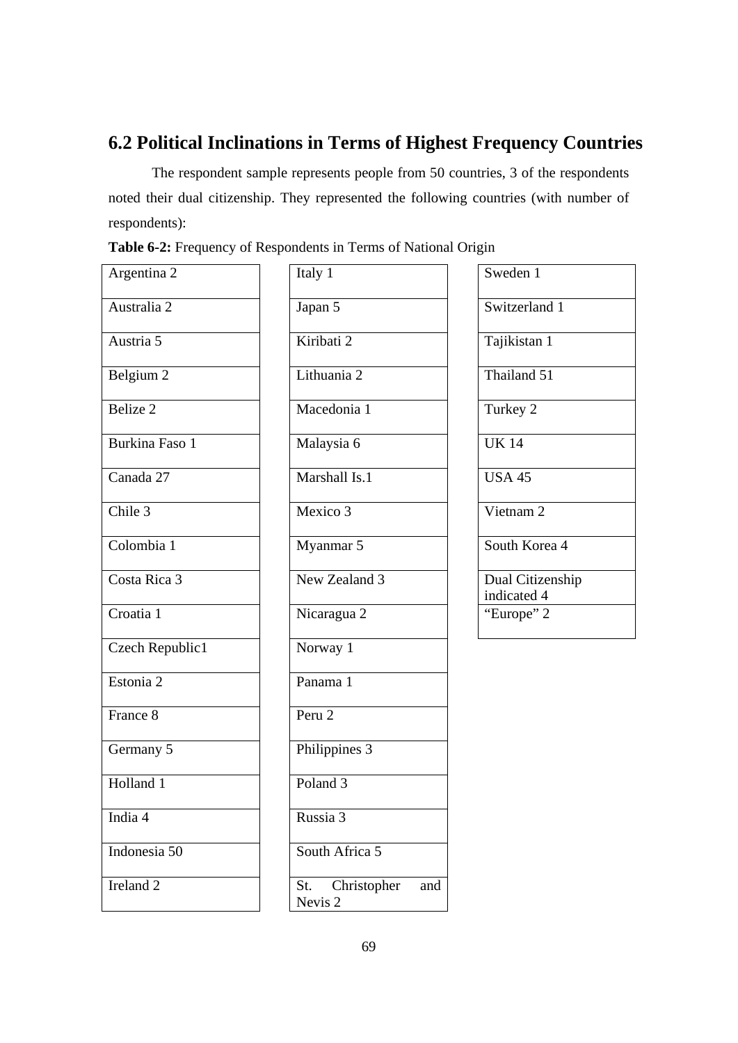## 6.2 Political Inclinations in Terms of Highest Frequency Countries

The respondent sample represents people from 50 countries, 3 of the respondents noted their dual citizenship. They represented the following countries (with number of respondents):

**Table 6-2:** Frequency of Respondents in Terms of National Origin

| | | |
|---|---|---|
| Argentina 2 | Italy 1 | Sweden 1 |
| Australia 2 | Japan 5 | Switzerland 1 |
| Austria 5 | Kiribati 2 | Tajikistan 1 |
| Belgium 2 | Lithuania 2 | Thailand 51 |
| Belize 2 | Macedonia 1 | Turkey 2 |
| Burkina Faso 1 | Malaysia 6 | UK 14 |
| Canada 27 | Marshall Is.1 | USA 45 |
| Chile 3 | Mexico 3 | Vietnam 2 |
| Colombia 1 | Myanmar 5 | South Korea 4 |
| Costa Rica 3 | New Zealand 3 | Dual Citizenship indicated 4 |
| Croatia 1 | Nicaragua 2 | "Europe" 2 |
| Czech Republic1 | Norway 1 | |
| Estonia 2 | Panama 1 | |
| France 8 | Peru 2 | |
| Germany 5 | Philippines 3 | |
| Holland 1 | Poland 3 | |
| India 4 | Russia 3 | |
| Indonesia 50 | South Africa 5 | |
| Ireland 2 | St. Christopher and Nevis 2 | |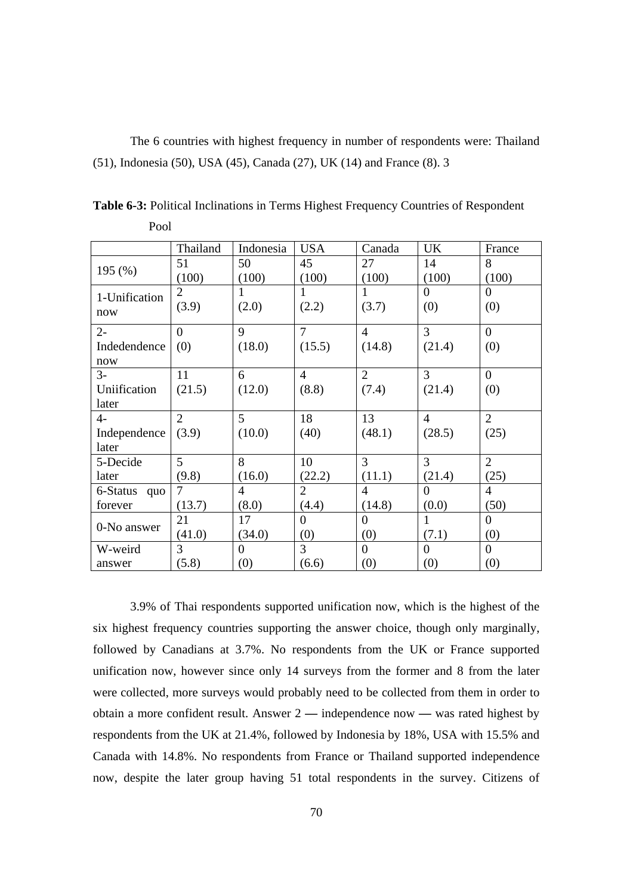The 6 countries with highest frequency in number of respondents were: Thailand (51), Indonesia (50), USA (45), Canada (27), UK (14) and France (8). 3

**Table 6-3:** Political Inclinations in Terms Highest Frequency Countries of Respondent Pool

| | Thailand | Indonesia | USA | Canada | UK | France |
|---|---|---|---|---|---|---|
| 195 (%) | 51 (100) | 50 (100) | 45 (100) | 27 (100) | 14 (100) | 8 (100) |
| 1-Unification now | 2 (3.9) | 1 (2.0) | 1 (2.2) | 1 (3.7) | 0 (0) | 0 (0) |
| 2- Indedendence now | 0 (0) | 9 (18.0) | 7 (15.5) | 4 (14.8) | 3 (21.4) | 0 (0) |
| 3- Uniification later | 11 (21.5) | 6 (12.0) | 4 (8.8) | 2 (7.4) | 3 (21.4) | 0 (0) |
| 4- Independence later | 2 (3.9) | 5 (10.0) | 18 (40) | 13 (48.1) | 4 (28.5) | 2 (25) |
| 5-Decide later | 5 (9.8) | 8 (16.0) | 10 (22.2) | 3 (11.1) | 3 (21.4) | 2 (25) |
| 6-Status quo forever | 7 (13.7) | 4 (8.0) | 2 (4.4) | 4 (14.8) | 0 (0.0) | 4 (50) |
| 0-No answer | 21 (41.0) | 17 (34.0) | 0 (0) | 0 (0) | 1 (7.1) | 0 (0) |
| W-weird answer | 3 (5.8) | 0 (0) | 3 (6.6) | 0 (0) | 0 (0) | 0 (0) |

3.9% of Thai respondents supported unification now, which is the highest of the six highest frequency countries supporting the answer choice, though only marginally, followed by Canadians at 3.7%. No respondents from the UK or France supported unification now, however since only 14 surveys from the former and 8 from the later were collected, more surveys would probably need to be collected from them in order to obtain a more confident result. Answer 2 — independence now — was rated highest by respondents from the UK at 21.4%, followed by Indonesia by 18%, USA with 15.5% and Canada with 14.8%. No respondents from France or Thailand supported independence now, despite the later group having 51 total respondents in the survey. Citizens of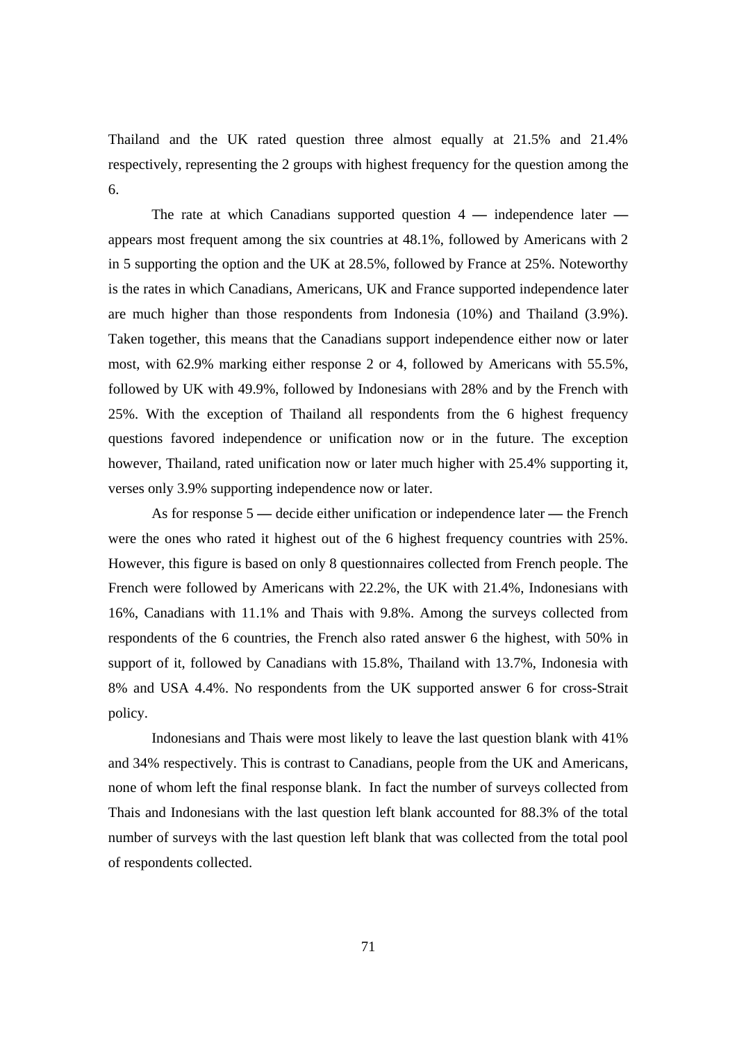Thailand and the UK rated question three almost equally at 21.5% and 21.4% respectively, representing the 2 groups with highest frequency for the question among the 6.

The rate at which Canadians supported question 4 — independence later — appears most frequent among the six countries at 48.1%, followed by Americans with 2 in 5 supporting the option and the UK at 28.5%, followed by France at 25%. Noteworthy is the rates in which Canadians, Americans, UK and France supported independence later are much higher than those respondents from Indonesia (10%) and Thailand (3.9%). Taken together, this means that the Canadians support independence either now or later most, with 62.9% marking either response 2 or 4, followed by Americans with 55.5%, followed by UK with 49.9%, followed by Indonesians with 28% and by the French with 25%. With the exception of Thailand all respondents from the 6 highest frequency questions favored independence or unification now or in the future. The exception however, Thailand, rated unification now or later much higher with 25.4% supporting it, verses only 3.9% supporting independence now or later.

As for response 5 — decide either unification or independence later — the French were the ones who rated it highest out of the 6 highest frequency countries with 25%. However, this figure is based on only 8 questionnaires collected from French people. The French were followed by Americans with 22.2%, the UK with 21.4%, Indonesians with 16%, Canadians with 11.1% and Thais with 9.8%. Among the surveys collected from respondents of the 6 countries, the French also rated answer 6 the highest, with 50% in support of it, followed by Canadians with 15.8%, Thailand with 13.7%, Indonesia with 8% and USA 4.4%. No respondents from the UK supported answer 6 for cross-Strait policy.

Indonesians and Thais were most likely to leave the last question blank with 41% and 34% respectively. This is contrast to Canadians, people from the UK and Americans, none of whom left the final response blank. In fact the number of surveys collected from Thais and Indonesians with the last question left blank accounted for 88.3% of the total number of surveys with the last question left blank that was collected from the total pool of respondents collected.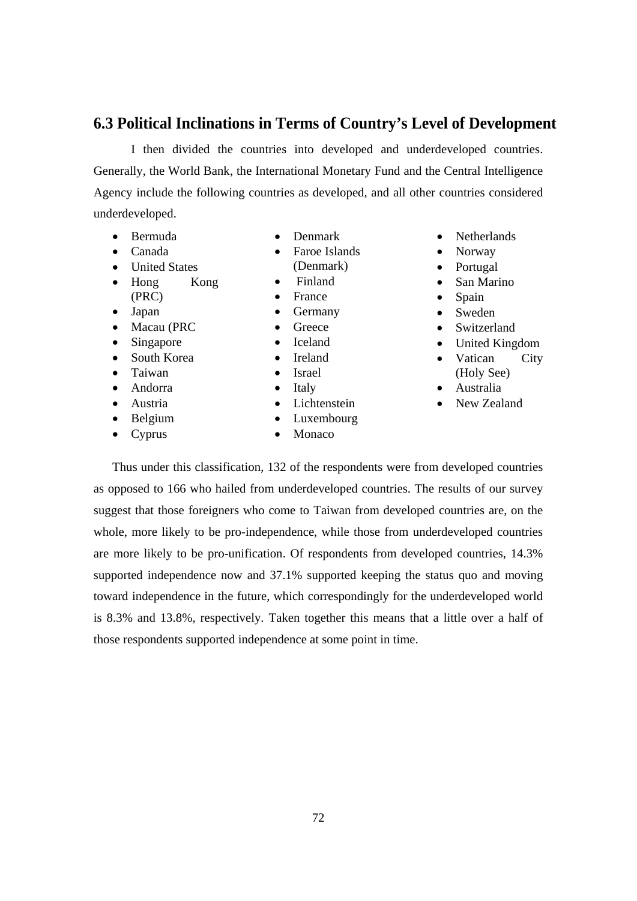## 6.3 Political Inclinations in Terms of Country's Level of Development

I then divided the countries into developed and underdeveloped countries. Generally, the World Bank, the International Monetary Fund and the Central Intelligence Agency include the following countries as developed, and all other countries considered underdeveloped.

- Bermuda
- Canada
- United States
- Hong Kong (PRC)
- Japan
- Macau (PRC
- Singapore
- South Korea
- Taiwan
- Andorra
- Austria
- Belgium
- Cyprus
- Denmark
- Faroe Islands (Denmark)
- Finland
- France
- Germany
- Greece
- Iceland
- Ireland
- Israel
- Italy
- Lichtenstein
- Luxembourg
- Monaco
- Netherlands
- Norway
- Portugal
- San Marino
- Spain
- Sweden
- Switzerland
- United Kingdom
- Vatican City (Holy See)
- Australia
- New Zealand

Thus under this classification, 132 of the respondents were from developed countries as opposed to 166 who hailed from underdeveloped countries. The results of our survey suggest that those foreigners who come to Taiwan from developed countries are, on the whole, more likely to be pro-independence, while those from underdeveloped countries are more likely to be pro-unification. Of respondents from developed countries, 14.3% supported independence now and 37.1% supported keeping the status quo and moving toward independence in the future, which correspondingly for the underdeveloped world is 8.3% and 13.8%, respectively. Taken together this means that a little over a half of those respondents supported independence at some point in time.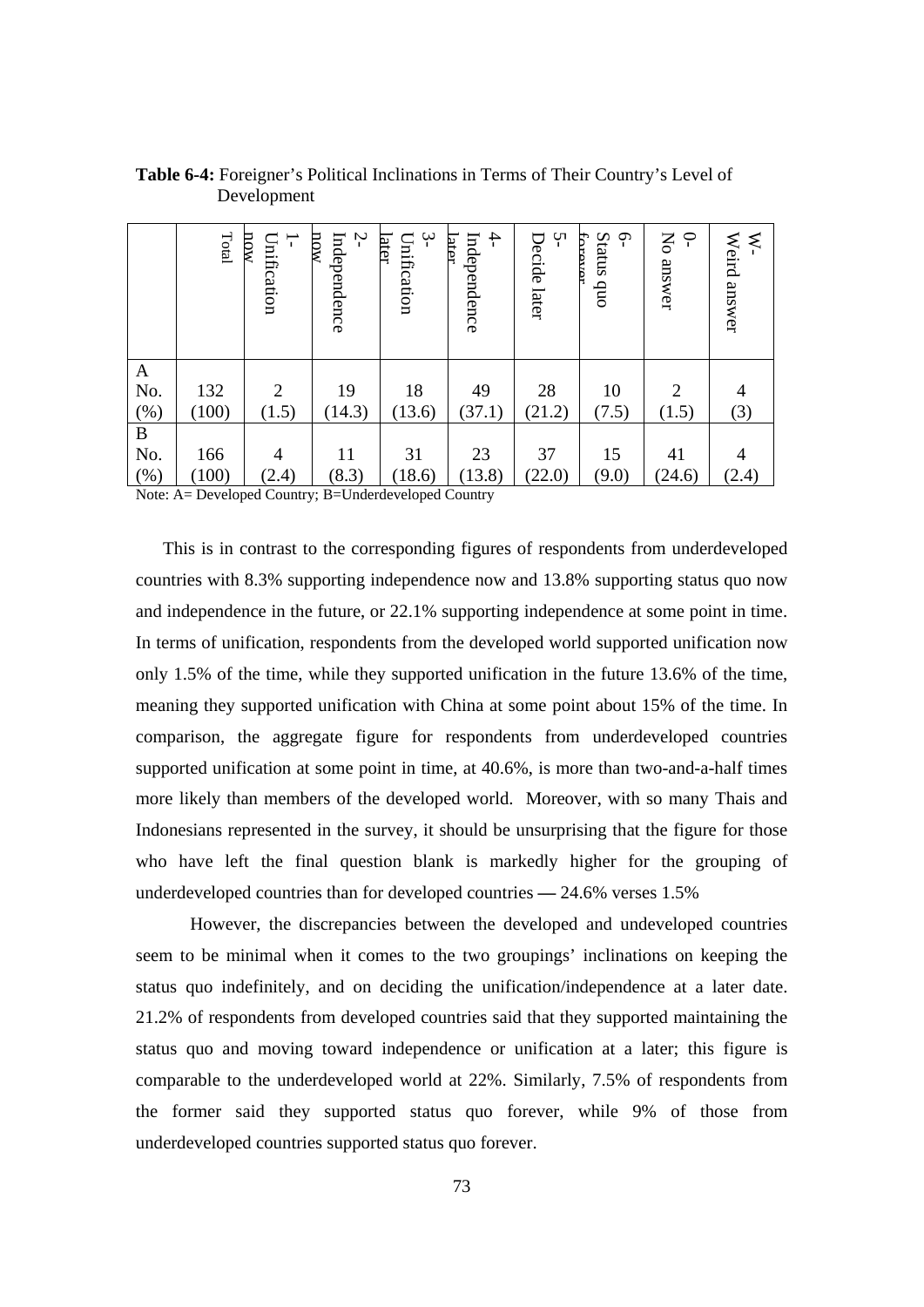**Table 6-4:** Foreigner's Political Inclinations in Terms of Their Country's Level of Development

| | Total | 1- Unification now | 2- Independence now | 3- Unification later | 4- Independence later | 5- Decide later | 6- Status quo forever | 0- No answer | W- Weird answer |
|---|---|---|---|---|---|---|---|---|---|
| A | | | | | | | | | |
| No. | 132 | 2 | 19 | 18 | 49 | 28 | 10 | 2 | 4 |
| (%) | (100) | (1.5) | (14.3) | (13.6) | (37.1) | (21.2) | (7.5) | (1.5) | (3) |
| B | | | | | | | | | |
| No. | 166 | 4 | 11 | 31 | 23 | 37 | 15 | 41 | 4 |
| (%) | (100) | (2.4) | (8.3) | (18.6) | (13.8) | (22.0) | (9.0) | (24.6) | (2.4) |

Note: A= Developed Country; B=Underdeveloped Country

This is in contrast to the corresponding figures of respondents from underdeveloped countries with 8.3% supporting independence now and 13.8% supporting status quo now and independence in the future, or 22.1% supporting independence at some point in time. In terms of unification, respondents from the developed world supported unification now only 1.5% of the time, while they supported unification in the future 13.6% of the time, meaning they supported unification with China at some point about 15% of the time. In comparison, the aggregate figure for respondents from underdeveloped countries supported unification at some point in time, at 40.6%, is more than two-and-a-half times more likely than members of the developed world. Moreover, with so many Thais and Indonesians represented in the survey, it should be unsurprising that the figure for those who have left the final question blank is markedly higher for the grouping of underdeveloped countries than for developed countries — 24.6% verses 1.5%

However, the discrepancies between the developed and undeveloped countries seem to be minimal when it comes to the two groupings' inclinations on keeping the status quo indefinitely, and on deciding the unification/independence at a later date. 21.2% of respondents from developed countries said that they supported maintaining the status quo and moving toward independence or unification at a later; this figure is comparable to the underdeveloped world at 22%. Similarly, 7.5% of respondents from the former said they supported status quo forever, while 9% of those from underdeveloped countries supported status quo forever.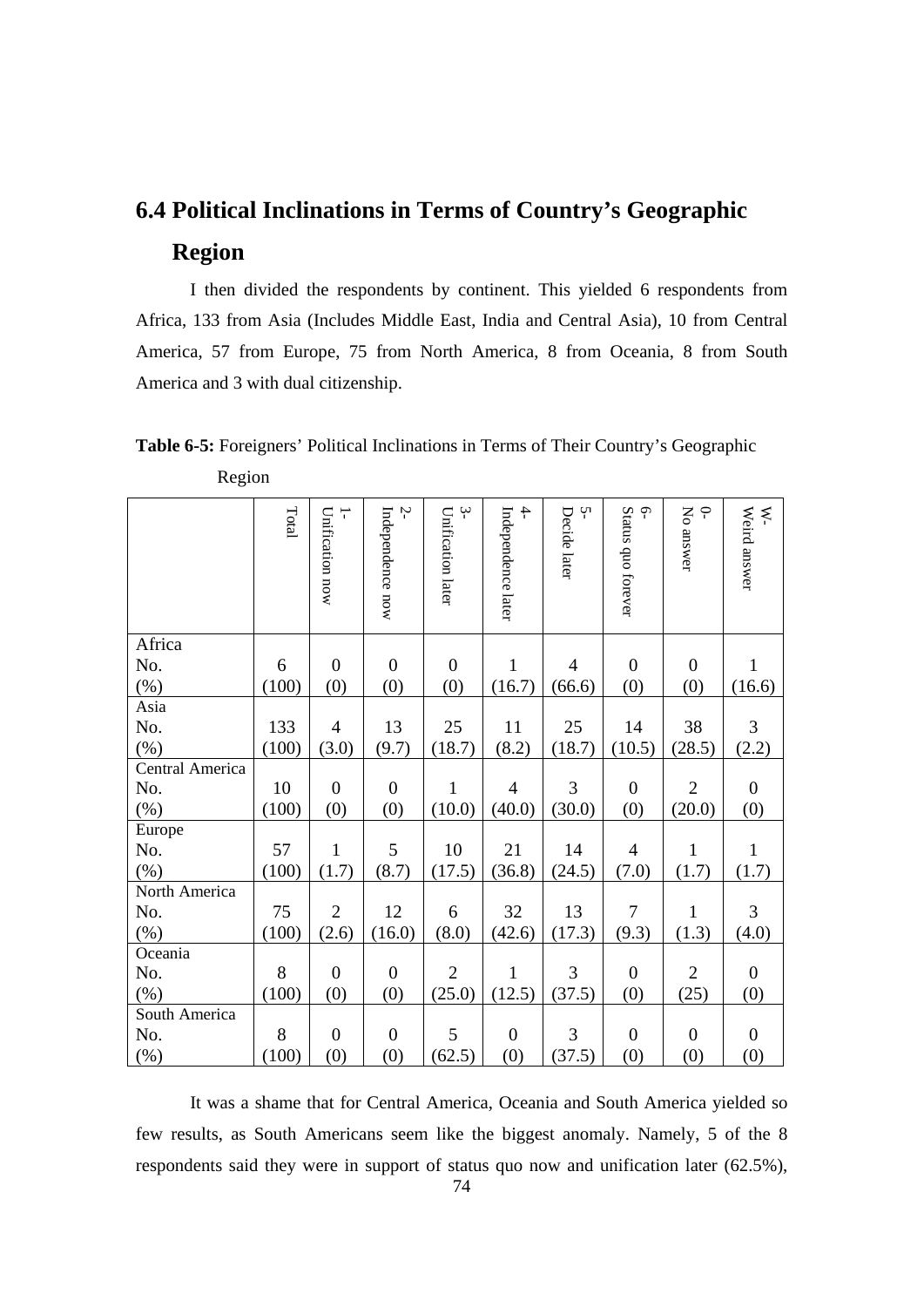## 6.4 Political Inclinations in Terms of Country's Geographic Region

I then divided the respondents by continent. This yielded 6 respondents from Africa, 133 from Asia (Includes Middle East, India and Central Asia), 10 from Central America, 57 from Europe, 75 from North America, 8 from Oceania, 8 from South America and 3 with dual citizenship.

**Table 6-5:** Foreigners' Political Inclinations in Terms of Their Country's Geographic Region

| | Total | 1- Unification now | 2- Independence now | 3- Unification later | 4- Independence later | 5- Decide later | 6- Status quo forever | 0- No answer | W- Weird answer |
|---|---|---|---|---|---|---|---|---|---|
| **Africa** | | | | | | | | | |
| No. | 6 | 0 | 0 | 0 | 1 | 4 | 0 | 0 | 1 |
| (%) | (100) | (0) | (0) | (0) | (16.7) | (66.6) | (0) | (0) | (16.6) |
| **Asia** | | | | | | | | | |
| No. | 133 | 4 | 13 | 25 | 11 | 25 | 14 | 38 | 3 |
| (%) | (100) | (3.0) | (9.7) | (18.7) | (8.2) | (18.7) | (10.5) | (28.5) | (2.2) |
| **Central America** | | | | | | | | | |
| No. | 10 | 0 | 0 | 1 | 4 | 3 | 0 | 2 | 0 |
| (%) | (100) | (0) | (0) | (10.0) | (40.0) | (30.0) | (0) | (20.0) | (0) |
| **Europe** | | | | | | | | | |
| No. | 57 | 1 | 5 | 10 | 21 | 14 | 4 | 1 | 1 |
| (%) | (100) | (1.7) | (8.7) | (17.5) | (36.8) | (24.5) | (7.0) | (1.7) | (1.7) |
| **North America** | | | | | | | | | |
| No. | 75 | 2 | 12 | 6 | 32 | 13 | 7 | 1 | 3 |
| (%) | (100) | (2.6) | (16.0) | (8.0) | (42.6) | (17.3) | (9.3) | (1.3) | (4.0) |
| **Oceania** | | | | | | | | | |
| No. | 8 | 0 | 0 | 2 | 1 | 3 | 0 | 2 | 0 |
| (%) | (100) | (0) | (0) | (25.0) | (12.5) | (37.5) | (0) | (25) | (0) |
| **South America** | | | | | | | | | |
| No. | 8 | 0 | 0 | 5 | 0 | 3 | 0 | 0 | 0 |
| (%) | (100) | (0) | (0) | (62.5) | (0) | (37.5) | (0) | (0) | (0) |

It was a shame that for Central America, Oceania and South America yielded so few results, as South Americans seem like the biggest anomaly. Namely, 5 of the 8 respondents said they were in support of status quo now and unification later (62.5%),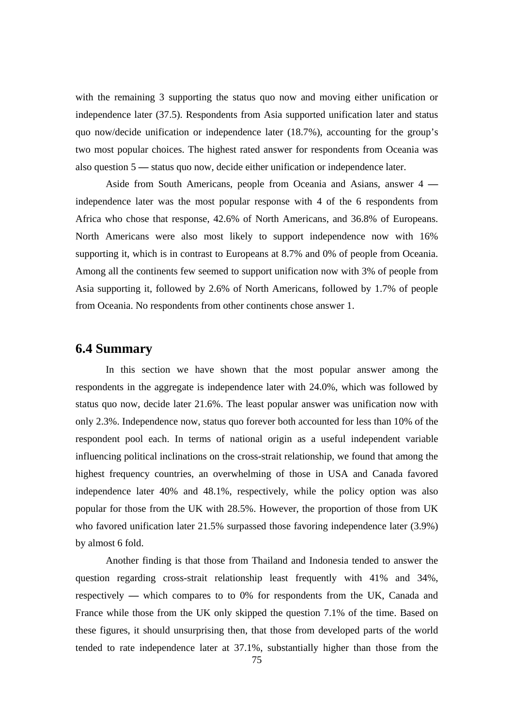with the remaining 3 supporting the status quo now and moving either unification or independence later (37.5). Respondents from Asia supported unification later and status quo now/decide unification or independence later (18.7%), accounting for the group's two most popular choices. The highest rated answer for respondents from Oceania was also question 5 — status quo now, decide either unification or independence later.

Aside from South Americans, people from Oceania and Asians, answer 4 — independence later was the most popular response with 4 of the 6 respondents from Africa who chose that response, 42.6% of North Americans, and 36.8% of Europeans. North Americans were also most likely to support independence now with 16% supporting it, which is in contrast to Europeans at 8.7% and 0% of people from Oceania. Among all the continents few seemed to support unification now with 3% of people from Asia supporting it, followed by 2.6% of North Americans, followed by 1.7% of people from Oceania. No respondents from other continents chose answer 1.

## 6.4 Summary

In this section we have shown that the most popular answer among the respondents in the aggregate is independence later with 24.0%, which was followed by status quo now, decide later 21.6%. The least popular answer was unification now with only 2.3%. Independence now, status quo forever both accounted for less than 10% of the respondent pool each. In terms of national origin as a useful independent variable influencing political inclinations on the cross-strait relationship, we found that among the highest frequency countries, an overwhelming of those in USA and Canada favored independence later 40% and 48.1%, respectively, while the policy option was also popular for those from the UK with 28.5%. However, the proportion of those from UK who favored unification later 21.5% surpassed those favoring independence later (3.9%) by almost 6 fold.

Another finding is that those from Thailand and Indonesia tended to answer the question regarding cross-strait relationship least frequently with 41% and 34%, respectively — which compares to to 0% for respondents from the UK, Canada and France while those from the UK only skipped the question 7.1% of the time. Based on these figures, it should unsurprising then, that those from developed parts of the world tended to rate independence later at 37.1%, substantially higher than those from the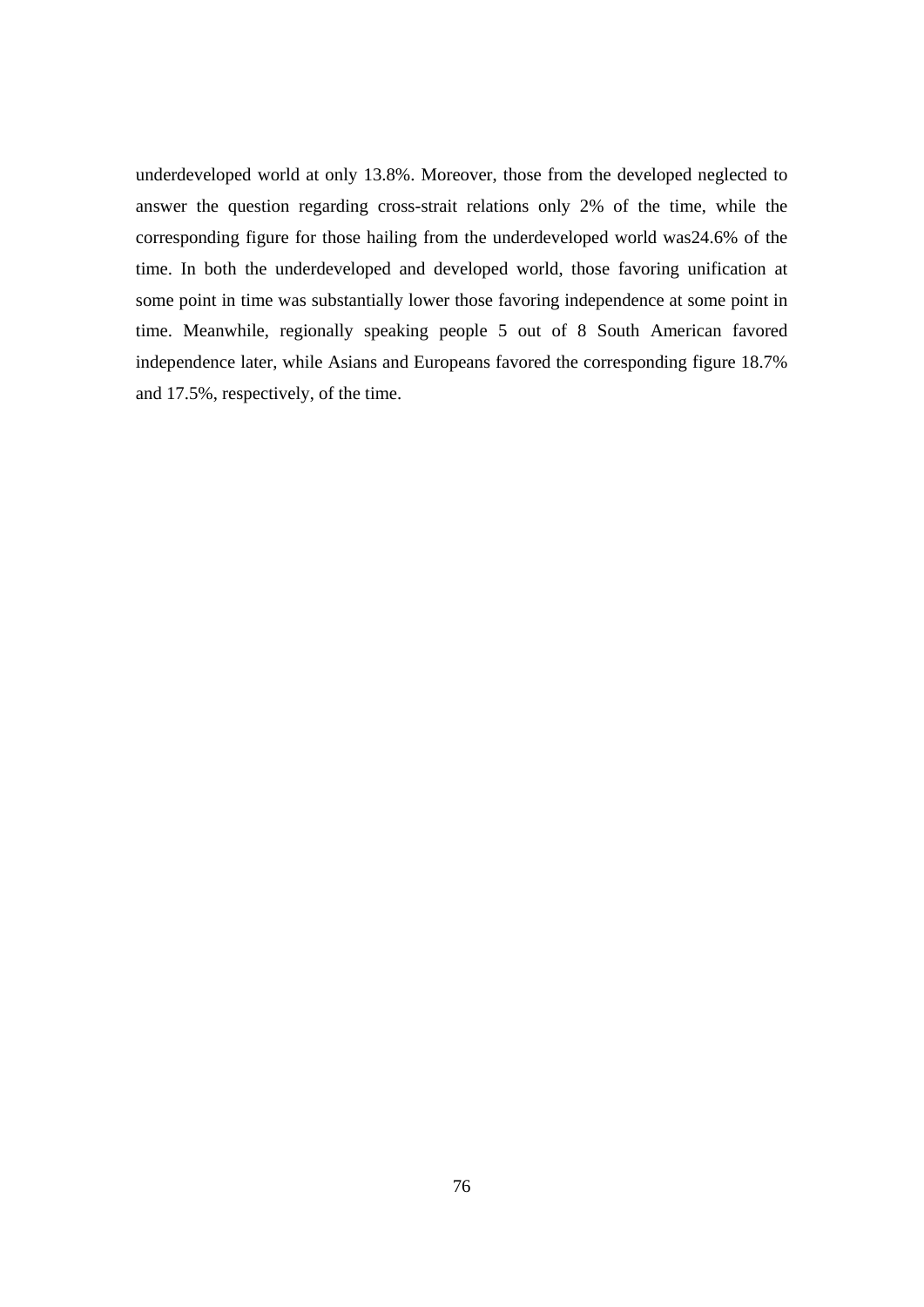underdeveloped world at only 13.8%. Moreover, those from the developed neglected to answer the question regarding cross-strait relations only 2% of the time, while the corresponding figure for those hailing from the underdeveloped world was24.6% of the time. In both the underdeveloped and developed world, those favoring unification at some point in time was substantially lower those favoring independence at some point in time. Meanwhile, regionally speaking people 5 out of 8 South American favored independence later, while Asians and Europeans favored the corresponding figure 18.7% and 17.5%, respectively, of the time.